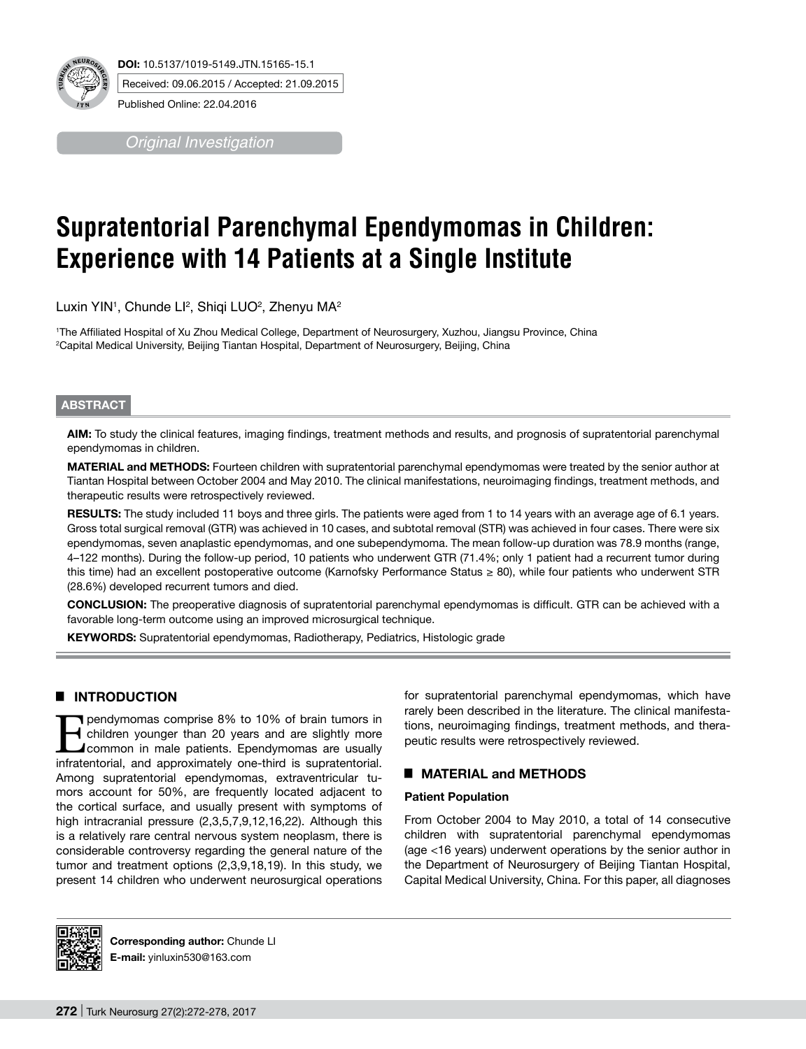DOI: 10.5137/1019-5149.JTN.15165-15.1

Received: 09.06.2015 / Accepted: 21.09.2015

Published Online: 22.04.2016

*Original Investigation*

# Supratentorial Parenchymal Ependymomas in Children: Experience with 14 Patients at a Single Institute

Luxin YIN[1], Chunde LI[2], Shiqi LUO[2], Zhenyu MA[2]

[1]The Affiliated Hospital of Xu Zhou Medical College, Department of Neurosurgery, Xuzhou, Jiangsu Province, China
[2]Capital Medical University, Beijing Tiantan Hospital, Department of Neurosurgery, Beijing, China

## ABSTRACT

**AIM:** To study the clinical features, imaging findings, treatment methods and results, and prognosis of supratentorial parenchymal ependymomas in children.

**MATERIAL and METHODS:** Fourteen children with supratentorial parenchymal ependymomas were treated by the senior author at Tiantan Hospital between October 2004 and May 2010. The clinical manifestations, neuroimaging findings, treatment methods, and therapeutic results were retrospectively reviewed.

**RESULTS:** The study included 11 boys and three girls. The patients were aged from 1 to 14 years with an average age of 6.1 years. Gross total surgical removal (GTR) was achieved in 10 cases, and subtotal removal (STR) was achieved in four cases. There were six ependymomas, seven anaplastic ependymomas, and one subependymoma. The mean follow-up duration was 78.9 months (range, 4–122 months). During the follow-up period, 10 patients who underwent GTR (71.4%; only 1 patient had a recurrent tumor during this time) had an excellent postoperative outcome (Karnofsky Performance Status ≥ 80), while four patients who underwent STR (28.6%) developed recurrent tumors and died.

**CONCLUSION:** The preoperative diagnosis of supratentorial parenchymal ependymomas is difficult. GTR can be achieved with a favorable long-term outcome using an improved microsurgical technique.

**KEYWORDS:** Supratentorial ependymomas, Radiotherapy, Pediatrics, Histologic grade

## INTRODUCTION

Ependymomas comprise 8% to 10% of brain tumors in children younger than 20 years and are slightly more common in male patients. Ependymomas are usually infratentorial, and approximately one-third is supratentorial. Among supratentorial ependymomas, extraventricular tumors account for 50%, are frequently located adjacent to the cortical surface, and usually present with symptoms of high intracranial pressure (2,3,5,7,9,12,16,22). Although this is a relatively rare central nervous system neoplasm, there is considerable controversy regarding the general nature of the tumor and treatment options (2,3,9,18,19). In this study, we present 14 children who underwent neurosurgical operations for supratentorial parenchymal ependymomas, which have rarely been described in the literature. The clinical manifestations, neuroimaging findings, treatment methods, and therapeutic results were retrospectively reviewed.

## MATERIAL and METHODS

### Patient Population

From October 2004 to May 2010, a total of 14 consecutive children with supratentorial parenchymal ependymomas (age <16 years) underwent operations by the senior author in the Department of Neurosurgery of Beijing Tiantan Hospital, Capital Medical University, China. For this paper, all diagnoses

**Corresponding author:** Chunde LI
**E-mail:** yinluxin530@163.com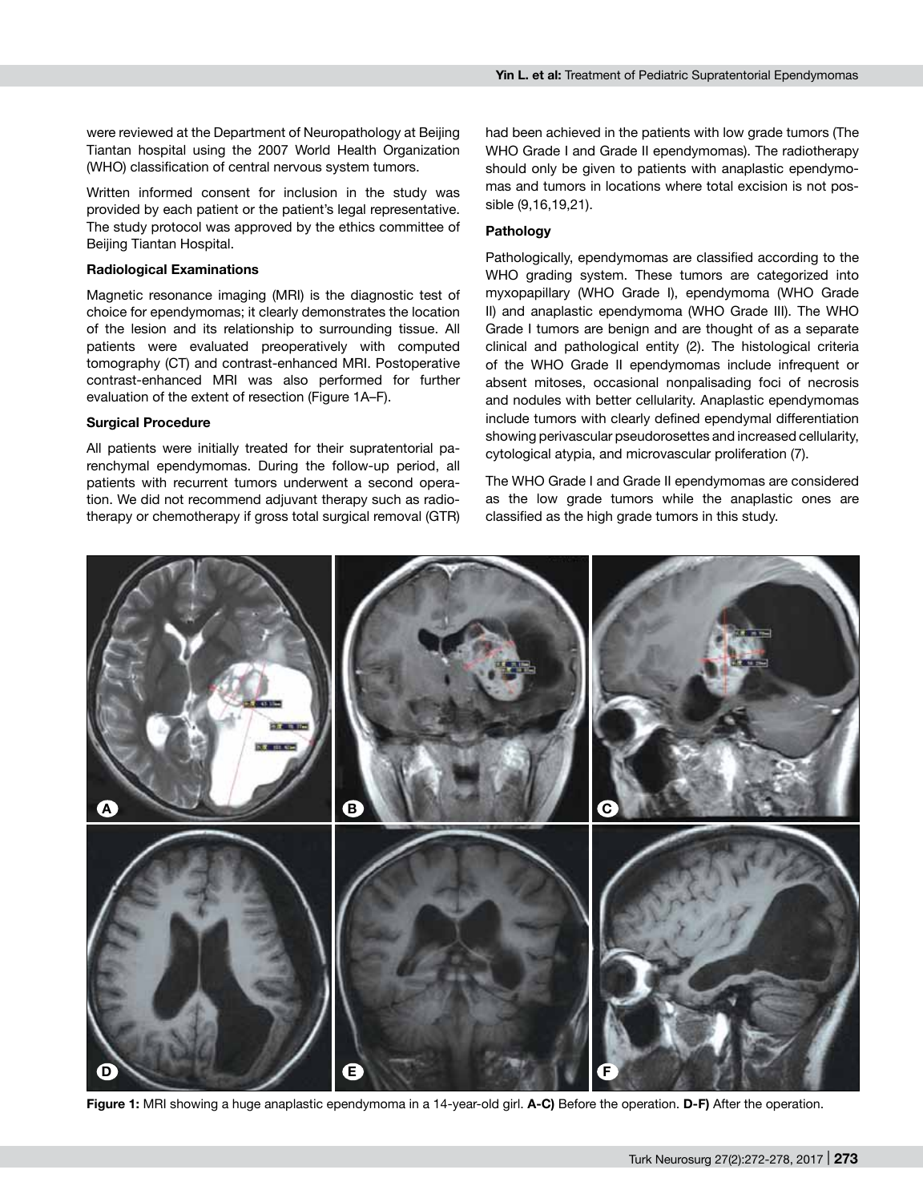were reviewed at the Department of Neuropathology at Beijing Tiantan hospital using the 2007 World Health Organization (WHO) classification of central nervous system tumors.

Written informed consent for inclusion in the study was provided by each patient or the patient's legal representative. The study protocol was approved by the ethics committee of Beijing Tiantan Hospital.

**Radiological Examinations**

Magnetic resonance imaging (MRI) is the diagnostic test of choice for ependymomas; it clearly demonstrates the location of the lesion and its relationship to surrounding tissue. All patients were evaluated preoperatively with computed tomography (CT) and contrast-enhanced MRI. Postoperative contrast-enhanced MRI was also performed for further evaluation of the extent of resection (Figure 1A–F).

**Surgical Procedure**

All patients were initially treated for their supratentorial parenchymal ependymomas. During the follow-up period, all patients with recurrent tumors underwent a second operation. We did not recommend adjuvant therapy such as radiotherapy or chemotherapy if gross total surgical removal (GTR) had been achieved in the patients with low grade tumors (The WHO Grade I and Grade II ependymomas). The radiotherapy should only be given to patients with anaplastic ependymomas and tumors in locations where total excision is not possible (9,16,19,21).

**Pathology**

Pathologically, ependymomas are classified according to the WHO grading system. These tumors are categorized into myxopapillary (WHO Grade I), ependymoma (WHO Grade II) and anaplastic ependymoma (WHO Grade III). The WHO Grade I tumors are benign and are thought of as a separate clinical and pathological entity (2). The histological criteria of the WHO Grade II ependymomas include infrequent or absent mitoses, occasional nonpalisading foci of necrosis and nodules with better cellularity. Anaplastic ependymomas include tumors with clearly defined ependymal differentiation showing perivascular pseudorosettes and increased cellularity, cytological atypia, and microvascular proliferation (7).

The WHO Grade I and Grade II ependymomas are considered as the low grade tumors while the anaplastic ones are classified as the high grade tumors in this study.

**Figure 1:** MRI showing a huge anaplastic ependymoma in a 14-year-old girl. **A-C)** Before the operation. **D-F)** After the operation.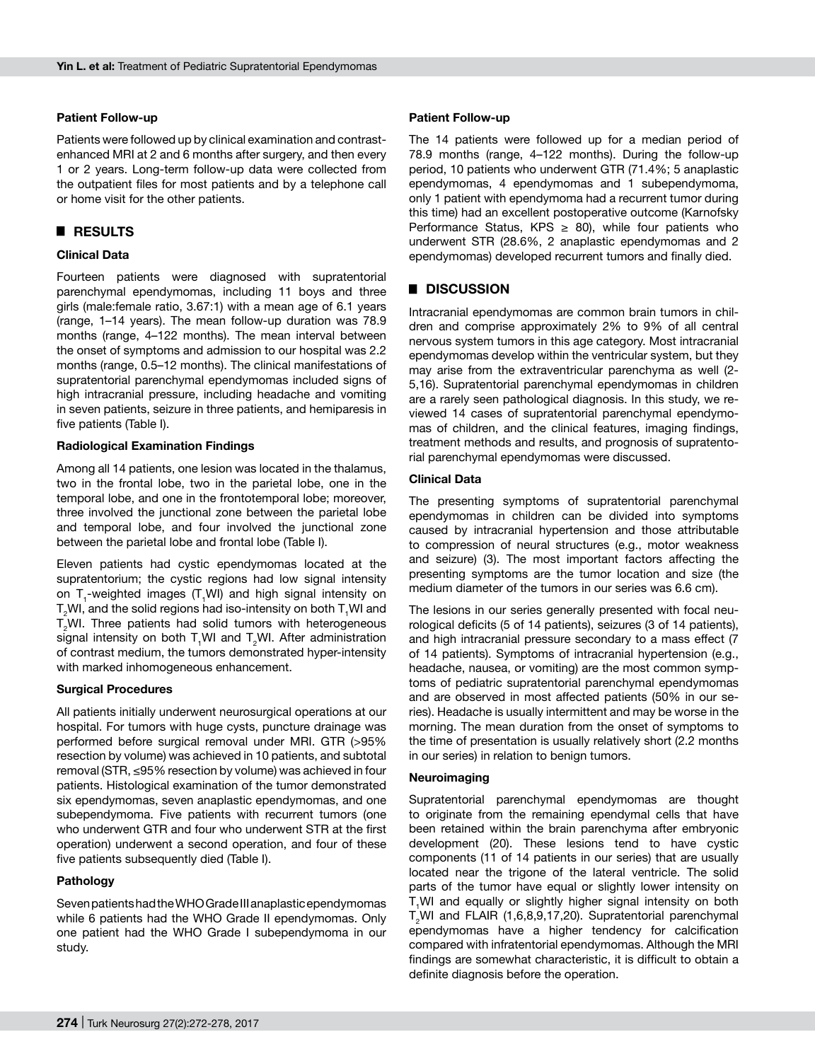### Patient Follow-up

Patients were followed up by clinical examination and contrast-enhanced MRI at 2 and 6 months after surgery, and then every 1 or 2 years. Long-term follow-up data were collected from the outpatient files for most patients and by a telephone call or home visit for the other patients.

## RESULTS

### Clinical Data

Fourteen patients were diagnosed with supratentorial parenchymal ependymomas, including 11 boys and three girls (male:female ratio, 3.67:1) with a mean age of 6.1 years (range, 1–14 years). The mean follow-up duration was 78.9 months (range, 4–122 months). The mean interval between the onset of symptoms and admission to our hospital was 2.2 months (range, 0.5–12 months). The clinical manifestations of supratentorial parenchymal ependymomas included signs of high intracranial pressure, including headache and vomiting in seven patients, seizure in three patients, and hemiparesis in five patients (Table I).

### Radiological Examination Findings

Among all 14 patients, one lesion was located in the thalamus, two in the frontal lobe, two in the parietal lobe, one in the temporal lobe, and one in the frontotemporal lobe; moreover, three involved the junctional zone between the parietal lobe and temporal lobe, and four involved the junctional zone between the parietal lobe and frontal lobe (Table I).

Eleven patients had cystic ependymomas located at the supratentorium; the cystic regions had low signal intensity on $T_1$-weighted images ($T_1$WI) and high signal intensity on $T_2$WI, and the solid regions had iso-intensity on both $T_1$WI and $T_2$WI. Three patients had solid tumors with heterogeneous signal intensity on both $T_1$WI and $T_2$WI. After administration of contrast medium, the tumors demonstrated hyper-intensity with marked inhomogeneous enhancement.

### Surgical Procedures

All patients initially underwent neurosurgical operations at our hospital. For tumors with huge cysts, puncture drainage was performed before surgical removal under MRI. GTR (>95% resection by volume) was achieved in 10 patients, and subtotal removal (STR, ≤95% resection by volume) was achieved in four patients. Histological examination of the tumor demonstrated six ependymomas, seven anaplastic ependymomas, and one subependymoma. Five patients with recurrent tumors (one who underwent GTR and four who underwent STR at the first operation) underwent a second operation, and four of these five patients subsequently died (Table I).

### Pathology

Seven patients had the WHO Grade III anaplastic ependymomas while 6 patients had the WHO Grade II ependymomas. Only one patient had the WHO Grade I subependymoma in our study.

### Patient Follow-up

The 14 patients were followed up for a median period of 78.9 months (range, 4–122 months). During the follow-up period, 10 patients who underwent GTR (71.4%; 5 anaplastic ependymomas, 4 ependymomas and 1 subependymoma, only 1 patient with ependymoma had a recurrent tumor during this time) had an excellent postoperative outcome (Karnofsky Performance Status, KPS ≥ 80), while four patients who underwent STR (28.6%, 2 anaplastic ependymomas and 2 ependymomas) developed recurrent tumors and finally died.

## DISCUSSION

Intracranial ependymomas are common brain tumors in children and comprise approximately 2% to 9% of all central nervous system tumors in this age category. Most intracranial ependymomas develop within the ventricular system, but they may arise from the extraventricular parenchyma as well (2-5,16). Supratentorial parenchymal ependymomas in children are a rarely seen pathological diagnosis. In this study, we reviewed 14 cases of supratentorial parenchymal ependymomas of children, and the clinical features, imaging findings, treatment methods and results, and prognosis of supratentorial parenchymal ependymomas were discussed.

### Clinical Data

The presenting symptoms of supratentorial parenchymal ependymomas in children can be divided into symptoms caused by intracranial hypertension and those attributable to compression of neural structures (e.g., motor weakness and seizure) (3). The most important factors affecting the presenting symptoms are the tumor location and size (the medium diameter of the tumors in our series was 6.6 cm).

The lesions in our series generally presented with focal neurological deficits (5 of 14 patients), seizures (3 of 14 patients), and high intracranial pressure secondary to a mass effect (7 of 14 patients). Symptoms of intracranial hypertension (e.g., headache, nausea, or vomiting) are the most common symptoms of pediatric supratentorial parenchymal ependymomas and are observed in most affected patients (50% in our series). Headache is usually intermittent and may be worse in the morning. The mean duration from the onset of symptoms to the time of presentation is usually relatively short (2.2 months in our series) in relation to benign tumors.

### Neuroimaging

Supratentorial parenchymal ependymomas are thought to originate from the remaining ependymal cells that have been retained within the brain parenchyma after embryonic development (20). These lesions tend to have cystic components (11 of 14 patients in our series) that are usually located near the trigone of the lateral ventricle. The solid parts of the tumor have equal or slightly lower intensity on $T_1$WI and equally or slightly higher signal intensity on both $T_2$WI and FLAIR (1,6,8,9,17,20). Supratentorial parenchymal ependymomas have a higher tendency for calcification compared with infratentorial ependymomas. Although the MRI findings are somewhat characteristic, it is difficult to obtain a definite diagnosis before the operation.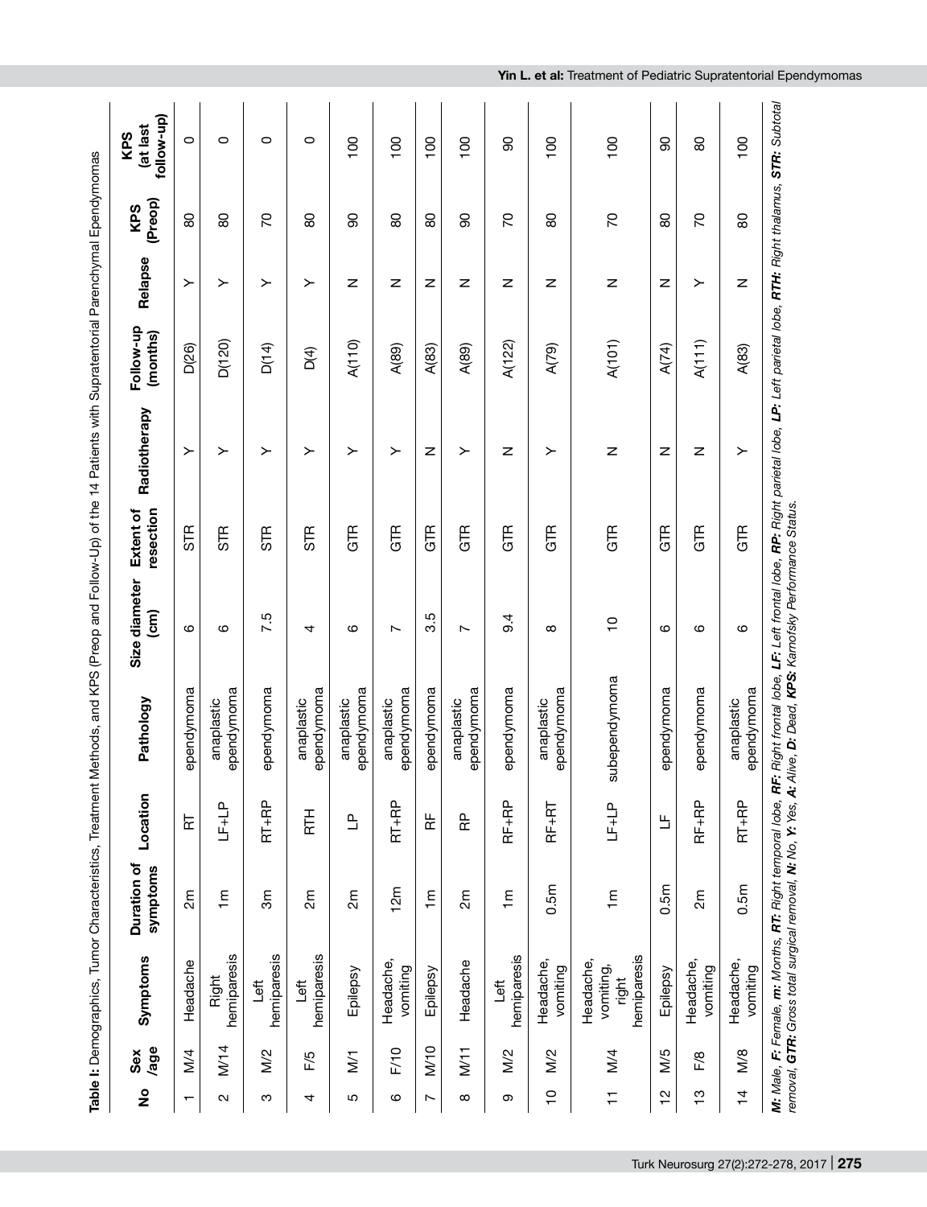**Table I:** Demographics, Tumor Characteristics, Treatment Methods, and KPS (Preop and Follow-Up) of the 14 Patients with Supratentorial Parenchymal Ependymomas

| No | Sex /age | Symptoms | Duration of symptoms | Location | Pathology | Size diameter (cm) | Extent of resection | Radiotherapy | Follow-up (months) | Relapse | KPS (Preop) | KPS (at last follow-up) |
|---|---|---|---|---|---|---|---|---|---|---|---|---|
| 1 | M/4 | Headache | 2m | RT | ependymoma | 6 | STR | Y | D(26) | Y | 80 | 0 |
| 2 | M/14 | Right hemiparesis | 1m | LF+LP | anaplastic ependymoma | 6 | STR | Y | D(120) | Y | 80 | 0 |
| 3 | M/2 | Left hemiparesis | 3m | RT+RP | ependymoma | 7.5 | STR | Y | D(14) | Y | 70 | 0 |
| 4 | F/5 | Left hemiparesis | 2m | RTH | anaplastic ependymoma | 4 | STR | Y | D(4) | Y | 80 | 0 |
| 5 | M/1 | Epilepsy | 2m | LP | anaplastic ependymoma | 6 | GTR | Y | A(110) | N | 90 | 100 |
| 6 | F/10 | Headache, vomiting | 12m | RT+RP | anaplastic ependymoma | 7 | GTR | Y | A(89) | N | 80 | 100 |
| 7 | M/10 | Epilepsy | 1m | RF | ependymoma | 3.5 | GTR | N | A(83) | N | 80 | 100 |
| 8 | M/11 | Headache | 2m | RP | anaplastic ependymoma | 7 | GTR | Y | A(89) | N | 90 | 100 |
| 9 | M/2 | Left hemiparesis | 1m | RF+RP | ependymoma | 9.4 | GTR | N | A(122) | N | 70 | 90 |
| 10 | M/2 | Headache, vomiting | 0.5m | RF+RT | anaplastic ependymoma | 8 | GTR | Y | A(79) | N | 80 | 100 |
| 11 | M/4 | Headache, vomiting, right hemiparesis | 1m | LF+LP | subependymoma | 10 | GTR | N | A(101) | N | 70 | 100 |
| 12 | M/5 | Epilepsy | 0.5m | LF | ependymoma | 6 | GTR | N | A(74) | N | 80 | 90 |
| 13 | F/8 | Headache, vomiting | 2m | RF+RP | ependymoma | 6 | GTR | N | A(111) | Y | 70 | 80 |
| 14 | M/8 | Headache, vomiting | 0.5m | RT+RP | anaplastic ependymoma | 6 | GTR | Y | A(83) | N | 80 | 100 |

***M:** Male, **F:** Female, **m:** Months, **RT:** Right temporal lobe, **RF:** Right frontal lobe, **LF:** Left frontal lobe, **RP:** Right parietal lobe, **LP:** Left parietal lobe, **RTH:** Right thalamus, **STR:** Subtotal removal, **GTR:** Gross total surgical removal, **N:** No, **Y:** Yes, **A:** Alive, **D:** Dead, **KPS:** Karnofsky Performance Status.*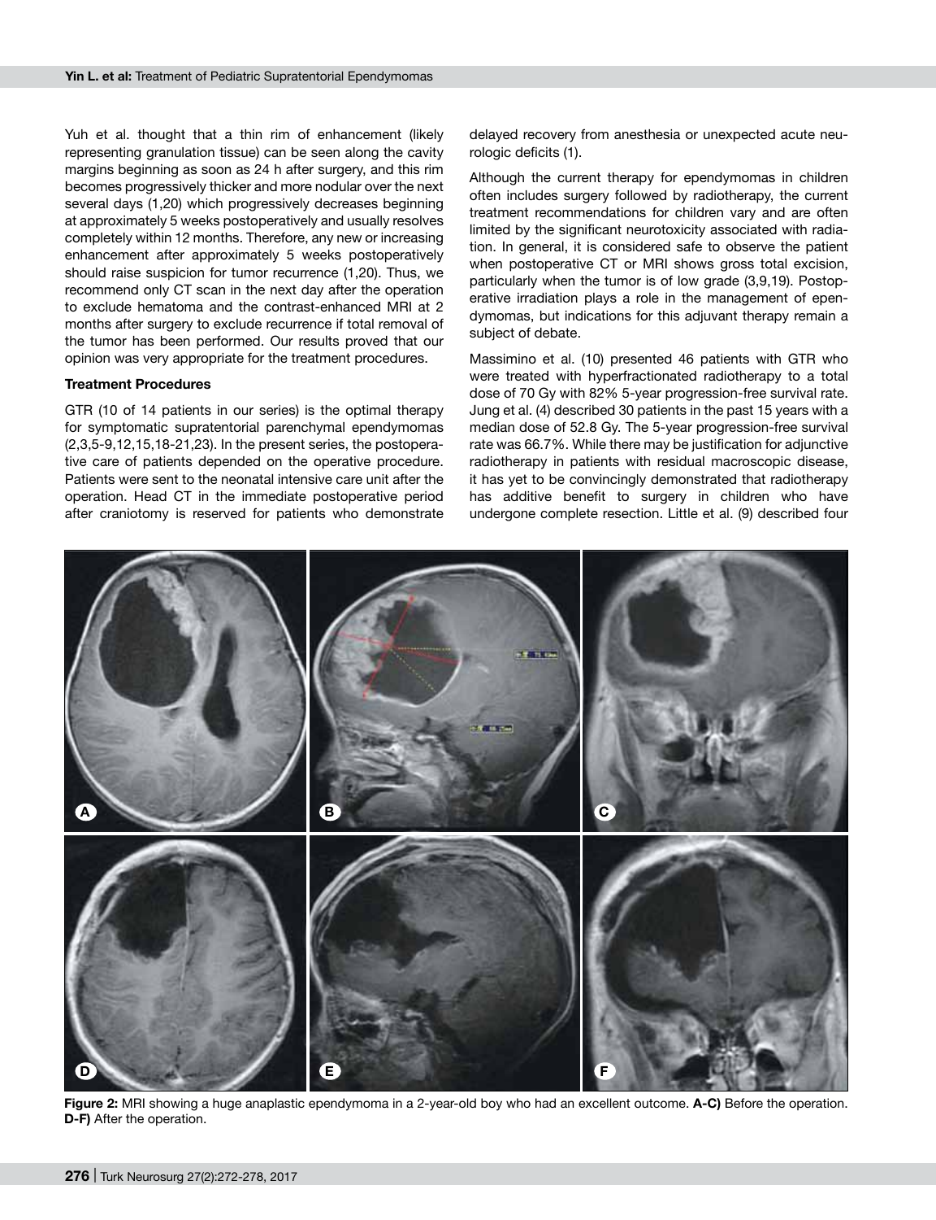Yuh et al. thought that a thin rim of enhancement (likely representing granulation tissue) can be seen along the cavity margins beginning as soon as 24 h after surgery, and this rim becomes progressively thicker and more nodular over the next several days (1,20) which progressively decreases beginning at approximately 5 weeks postoperatively and usually resolves completely within 12 months. Therefore, any new or increasing enhancement after approximately 5 weeks postoperatively should raise suspicion for tumor recurrence (1,20). Thus, we recommend only CT scan in the next day after the operation to exclude hematoma and the contrast-enhanced MRI at 2 months after surgery to exclude recurrence if total removal of the tumor has been performed. Our results proved that our opinion was very appropriate for the treatment procedures.

**Treatment Procedures**

GTR (10 of 14 patients in our series) is the optimal therapy for symptomatic supratentorial parenchymal ependymomas (2,3,5-9,12,15,18-21,23). In the present series, the postoperative care of patients depended on the operative procedure. Patients were sent to the neonatal intensive care unit after the operation. Head CT in the immediate postoperative period after craniotomy is reserved for patients who demonstrate delayed recovery from anesthesia or unexpected acute neurologic deficits (1).

Although the current therapy for ependymomas in children often includes surgery followed by radiotherapy, the current treatment recommendations for children vary and are often limited by the significant neurotoxicity associated with radiation. In general, it is considered safe to observe the patient when postoperative CT or MRI shows gross total excision, particularly when the tumor is of low grade (3,9,19). Postoperative irradiation plays a role in the management of ependymomas, but indications for this adjuvant therapy remain a subject of debate.

Massimino et al. (10) presented 46 patients with GTR who were treated with hyperfractionated radiotherapy to a total dose of 70 Gy with 82% 5-year progression-free survival rate. Jung et al. (4) described 30 patients in the past 15 years with a median dose of 52.8 Gy. The 5-year progression-free survival rate was 66.7%. While there may be justification for adjunctive radiotherapy in patients with residual macroscopic disease, it has yet to be convincingly demonstrated that radiotherapy has additive benefit to surgery in children who have undergone complete resection. Little et al. (9) described four

**Figure 2:** MRI showing a huge anaplastic ependymoma in a 2-year-old boy who had an excellent outcome. **A-C)** Before the operation. **D-F)** After the operation.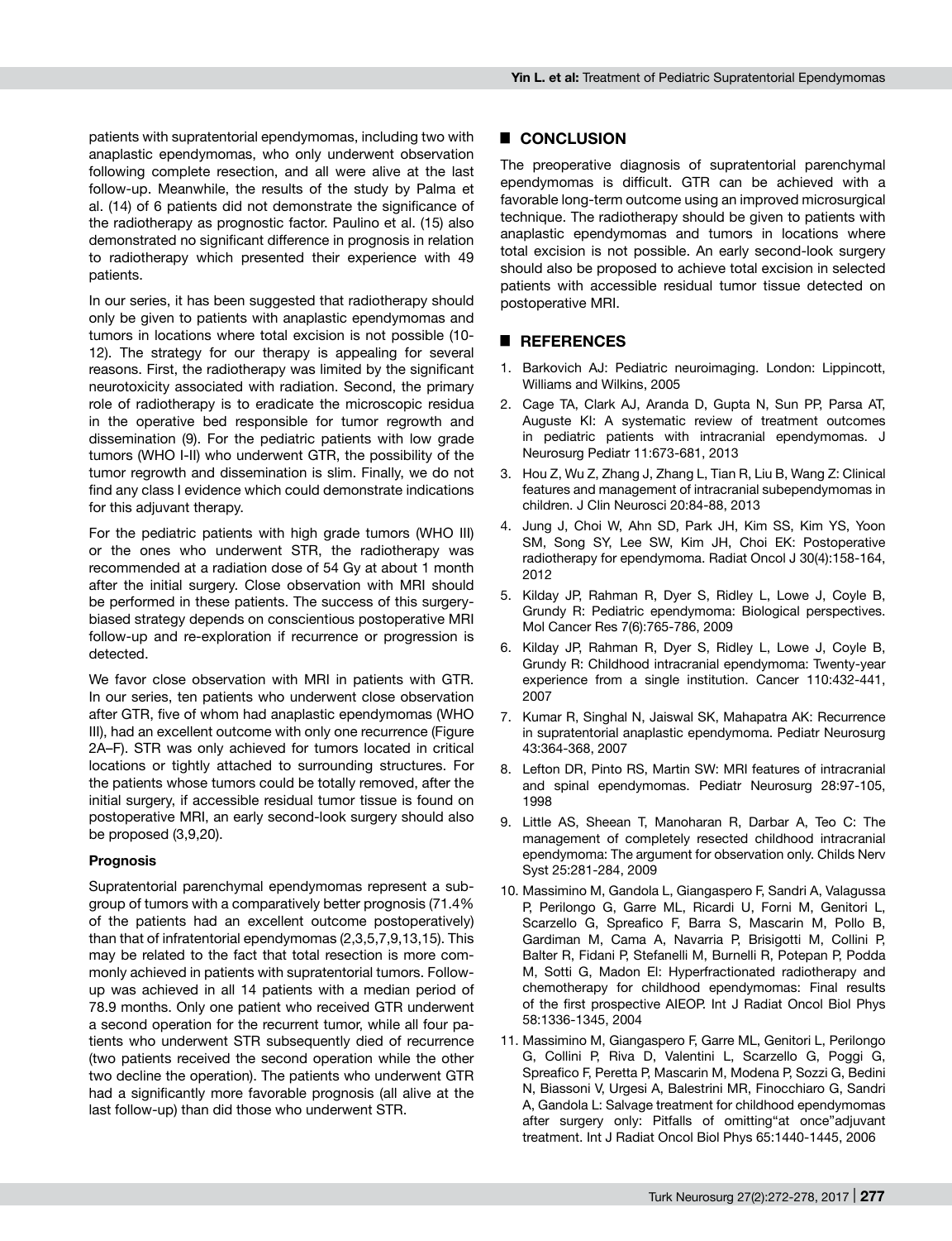patients with supratentorial ependymomas, including two with anaplastic ependymomas, who only underwent observation following complete resection, and all were alive at the last follow-up. Meanwhile, the results of the study by Palma et al. (14) of 6 patients did not demonstrate the significance of the radiotherapy as prognostic factor. Paulino et al. (15) also demonstrated no significant difference in prognosis in relation to radiotherapy which presented their experience with 49 patients.

In our series, it has been suggested that radiotherapy should only be given to patients with anaplastic ependymomas and tumors in locations where total excision is not possible (10-12). The strategy for our therapy is appealing for several reasons. First, the radiotherapy was limited by the significant neurotoxicity associated with radiation. Second, the primary role of radiotherapy is to eradicate the microscopic residua in the operative bed responsible for tumor regrowth and dissemination (9). For the pediatric patients with low grade tumors (WHO I-II) who underwent GTR, the possibility of the tumor regrowth and dissemination is slim. Finally, we do not find any class I evidence which could demonstrate indications for this adjuvant therapy.

For the pediatric patients with high grade tumors (WHO III) or the ones who underwent STR, the radiotherapy was recommended at a radiation dose of 54 Gy at about 1 month after the initial surgery. Close observation with MRI should be performed in these patients. The success of this surgery-biased strategy depends on conscientious postoperative MRI follow-up and re-exploration if recurrence or progression is detected.

We favor close observation with MRI in patients with GTR. In our series, ten patients who underwent close observation after GTR, five of whom had anaplastic ependymomas (WHO III), had an excellent outcome with only one recurrence (Figure 2A–F). STR was only achieved for tumors located in critical locations or tightly attached to surrounding structures. For the patients whose tumors could be totally removed, after the initial surgery, if accessible residual tumor tissue is found on postoperative MRI, an early second-look surgery should also be proposed (3,9,20).

### Prognosis

Supratentorial parenchymal ependymomas represent a subgroup of tumors with a comparatively better prognosis (71.4% of the patients had an excellent outcome postoperatively) than that of infratentorial ependymomas (2,3,5,7,9,13,15). This may be related to the fact that total resection is more commonly achieved in patients with supratentorial tumors. Follow-up was achieved in all 14 patients with a median period of 78.9 months. Only one patient who received GTR underwent a second operation for the recurrent tumor, while all four patients who underwent STR subsequently died of recurrence (two patients received the second operation while the other two decline the operation). The patients who underwent GTR had a significantly more favorable prognosis (all alive at the last follow-up) than did those who underwent STR.

## CONCLUSION

The preoperative diagnosis of supratentorial parenchymal ependymomas is difficult. GTR can be achieved with a favorable long-term outcome using an improved microsurgical technique. The radiotherapy should be given to patients with anaplastic ependymomas and tumors in locations where total excision is not possible. An early second-look surgery should also be proposed to achieve total excision in selected patients with accessible residual tumor tissue detected on postoperative MRI.

## REFERENCES

1. Barkovich AJ: Pediatric neuroimaging. London: Lippincott, Williams and Wilkins, 2005
2. Cage TA, Clark AJ, Aranda D, Gupta N, Sun PP, Parsa AT, Auguste KI: A systematic review of treatment outcomes in pediatric patients with intracranial ependymomas. J Neurosurg Pediatr 11:673-681, 2013
3. Hou Z, Wu Z, Zhang J, Zhang L, Tian R, Liu B, Wang Z: Clinical features and management of intracranial subependymomas in children. J Clin Neurosci 20:84-88, 2013
4. Jung J, Choi W, Ahn SD, Park JH, Kim SS, Kim YS, Yoon SM, Song SY, Lee SW, Kim JH, Choi EK: Postoperative radiotherapy for ependymoma. Radiat Oncol J 30(4):158-164, 2012
5. Kilday JP, Rahman R, Dyer S, Ridley L, Lowe J, Coyle B, Grundy R: Pediatric ependymoma: Biological perspectives. Mol Cancer Res 7(6):765-786, 2009
6. Kilday JP, Rahman R, Dyer S, Ridley L, Lowe J, Coyle B, Grundy R: Childhood intracranial ependymoma: Twenty-year experience from a single institution. Cancer 110:432-441, 2007
7. Kumar R, Singhal N, Jaiswal SK, Mahapatra AK: Recurrence in supratentorial anaplastic ependymoma. Pediatr Neurosurg 43:364-368, 2007
8. Lefton DR, Pinto RS, Martin SW: MRI features of intracranial and spinal ependymomas. Pediatr Neurosurg 28:97-105, 1998
9. Little AS, Sheean T, Manoharan R, Darbar A, Teo C: The management of completely resected childhood intracranial ependymoma: The argument for observation only. Childs Nerv Syst 25:281-284, 2009
10. Massimino M, Gandola L, Giangaspero F, Sandri A, Valagussa P, Perilongo G, Garre ML, Ricardi U, Forni M, Genitori L, Scarzello G, Spreafico F, Barra S, Mascarin M, Pollo B, Gardiman M, Cama A, Navarria P, Brisigotti M, Collini P, Balter R, Fidani P, Stefanelli M, Burnelli R, Potepan P, Podda M, Sotti G, Madon EI: Hyperfractionated radiotherapy and chemotherapy for childhood ependymomas: Final results of the first prospective AIEOP. Int J Radiat Oncol Biol Phys 58:1336-1345, 2004
11. Massimino M, Giangaspero F, Garre ML, Genitori L, Perilongo G, Collini P, Riva D, Valentini L, Scarzello G, Poggi G, Spreafico F, Peretta P, Mascarin M, Modena P, Sozzi G, Bedini N, Biassoni V, Urgesi A, Balestrini MR, Finocchiaro G, Sandri A, Gandola L: Salvage treatment for childhood ependymomas after surgery only: Pitfalls of omitting"at once"adjuvant treatment. Int J Radiat Oncol Biol Phys 65:1440-1445, 2006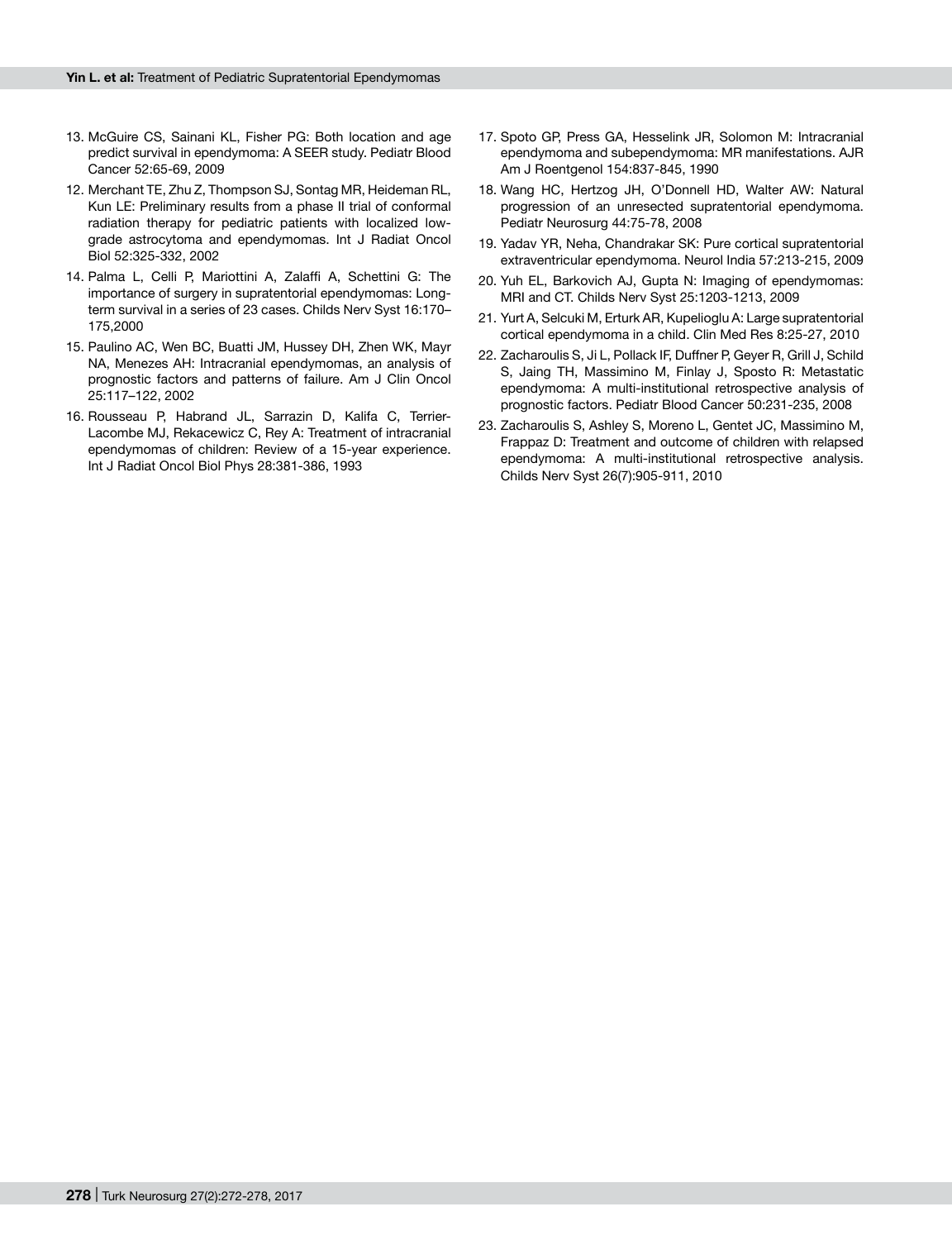13. McGuire CS, Sainani KL, Fisher PG: Both location and age predict survival in ependymoma: A SEER study. Pediatr Blood Cancer 52:65-69, 2009

12. Merchant TE, Zhu Z, Thompson SJ, Sontag MR, Heideman RL, Kun LE: Preliminary results from a phase II trial of conformal radiation therapy for pediatric patients with localized low-grade astrocytoma and ependymomas. Int J Radiat Oncol Biol 52:325-332, 2002

14. Palma L, Celli P, Mariottini A, Zalaffi A, Schettini G: The importance of surgery in supratentorial ependymomas: Long-term survival in a series of 23 cases. Childs Nerv Syst 16:170–175,2000

15. Paulino AC, Wen BC, Buatti JM, Hussey DH, Zhen WK, Mayr NA, Menezes AH: Intracranial ependymomas, an analysis of prognostic factors and patterns of failure. Am J Clin Oncol 25:117–122, 2002

16. Rousseau P, Habrand JL, Sarrazin D, Kalifa C, Terrier-Lacombe MJ, Rekacewicz C, Rey A: Treatment of intracranial ependymomas of children: Review of a 15-year experience. Int J Radiat Oncol Biol Phys 28:381-386, 1993

17. Spoto GP, Press GA, Hesselink JR, Solomon M: Intracranial ependymoma and subependymoma: MR manifestations. AJR Am J Roentgenol 154:837-845, 1990

18. Wang HC, Hertzog JH, O'Donnell HD, Walter AW: Natural progression of an unresected supratentorial ependymoma. Pediatr Neurosurg 44:75-78, 2008

19. Yadav YR, Neha, Chandrakar SK: Pure cortical supratentorial extraventricular ependymoma. Neurol India 57:213-215, 2009

20. Yuh EL, Barkovich AJ, Gupta N: Imaging of ependymomas: MRI and CT. Childs Nerv Syst 25:1203-1213, 2009

21. Yurt A, Selcuki M, Erturk AR, Kupelioglu A: Large supratentorial cortical ependymoma in a child. Clin Med Res 8:25-27, 2010

22. Zacharoulis S, Ji L, Pollack IF, Duffner P, Geyer R, Grill J, Schild S, Jaing TH, Massimino M, Finlay J, Sposto R: Metastatic ependymoma: A multi-institutional retrospective analysis of prognostic factors. Pediatr Blood Cancer 50:231-235, 2008

23. Zacharoulis S, Ashley S, Moreno L, Gentet JC, Massimino M, Frappaz D: Treatment and outcome of children with relapsed ependymoma: A multi-institutional retrospective analysis. Childs Nerv Syst 26(7):905-911, 2010